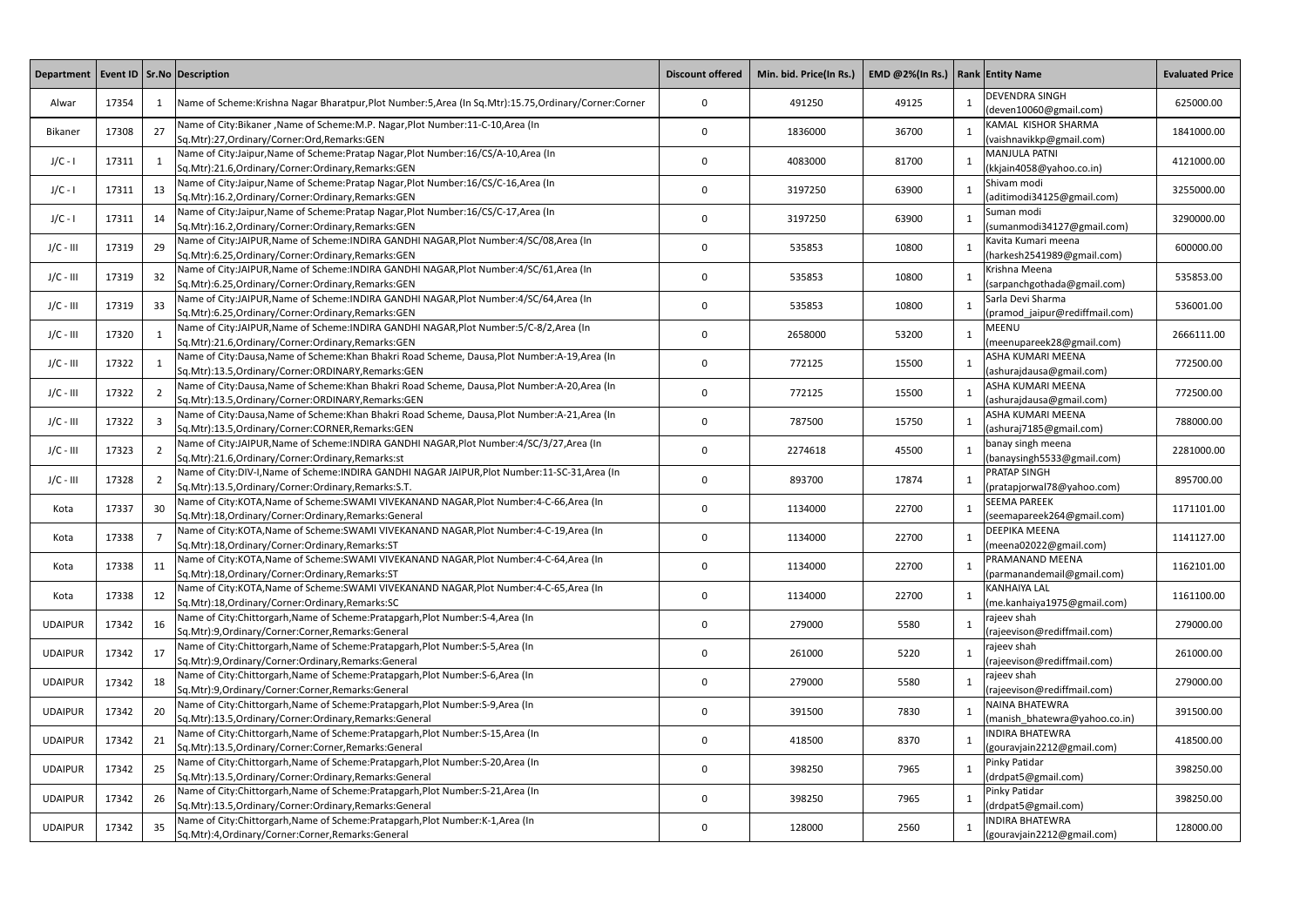| Department | Event ID | Sr.No | Description | Discount offered | Min. bid. Price(In Rs.) | EMD @2%(In Rs.) | Rank | Entity Name | Evaluated Price |
|---|---|---|---|---|---|---|---|---|---|
| Alwar | 17354 | 1 | Name of Scheme:Krishna Nagar Bharatpur,Plot Number:5,Area (In Sq.Mtr):15.75,Ordinary/Corner:Corner | 0 | 491250 | 49125 | 1 | DEVENDRA SINGH (deven10060@gmail.com) | 625000.00 |
| Bikaner | 17308 | 27 | Name of City:Bikaner ,Name of Scheme:M.P. Nagar,Plot Number:11-C-10,Area (In Sq.Mtr):27,Ordinary/Corner:Ord,Remarks:GEN | 0 | 1836000 | 36700 | 1 | KAMAL KISHOR SHARMA (vaishnavikkp@gmail.com) | 1841000.00 |
| J/C - I | 17311 | 1 | Name of City:Jaipur,Name of Scheme:Pratap Nagar,Plot Number:16/CS/A-10,Area (In Sq.Mtr):21.6,Ordinary/Corner:Ordinary,Remarks:GEN | 0 | 4083000 | 81700 | 1 | MANJULA PATNI (kkjain4058@yahoo.co.in) | 4121000.00 |
| J/C - I | 17311 | 13 | Name of City:Jaipur,Name of Scheme:Pratap Nagar,Plot Number:16/CS/C-16,Area (In Sq.Mtr):16.2,Ordinary/Corner:Ordinary,Remarks:GEN | 0 | 3197250 | 63900 | 1 | Shivam modi (aditimodi34125@gmail.com) | 3255000.00 |
| J/C - I | 17311 | 14 | Name of City:Jaipur,Name of Scheme:Pratap Nagar,Plot Number:16/CS/C-17,Area (In Sq.Mtr):16.2,Ordinary/Corner:Ordinary,Remarks:GEN | 0 | 3197250 | 63900 | 1 | Suman modi (sumanmodi34127@gmail.com) | 3290000.00 |
| J/C - III | 17319 | 29 | Name of City:JAIPUR,Name of Scheme:INDIRA GANDHI NAGAR,Plot Number:4/SC/08,Area (In Sq.Mtr):6.25,Ordinary/Corner:Ordinary,Remarks:GEN | 0 | 535853 | 10800 | 1 | Kavita Kumari meena (harkesh2541989@gmail.com) | 600000.00 |
| J/C - III | 17319 | 32 | Name of City:JAIPUR,Name of Scheme:INDIRA GANDHI NAGAR,Plot Number:4/SC/61,Area (In Sq.Mtr):6.25,Ordinary/Corner:Ordinary,Remarks:GEN | 0 | 535853 | 10800 | 1 | Krishna Meena (sarpanchgothada@gmail.com) | 535853.00 |
| J/C - III | 17319 | 33 | Name of City:JAIPUR,Name of Scheme:INDIRA GANDHI NAGAR,Plot Number:4/SC/64,Area (In Sq.Mtr):6.25,Ordinary/Corner:Ordinary,Remarks:GEN | 0 | 535853 | 10800 | 1 | Sarla Devi Sharma (pramod_jaipur@rediffmail.com) | 536001.00 |
| J/C - III | 17320 | 1 | Name of City:JAIPUR,Name of Scheme:INDIRA GANDHI NAGAR,Plot Number:5/C-8/2,Area (In Sq.Mtr):21.6,Ordinary/Corner:Ordinary,Remarks:GEN | 0 | 2658000 | 53200 | 1 | MEENU (meenupareek28@gmail.com) | 2666111.00 |
| J/C - III | 17322 | 1 | Name of City:Dausa,Name of Scheme:Khan Bhakri Road Scheme, Dausa,Plot Number:A-19,Area (In Sq.Mtr):13.5,Ordinary/Corner:ORDINARY,Remarks:GEN | 0 | 772125 | 15500 | 1 | ASHA KUMARI MEENA (ashurajdausa@gmail.com) | 772500.00 |
| J/C - III | 17322 | 2 | Name of City:Dausa,Name of Scheme:Khan Bhakri Road Scheme, Dausa,Plot Number:A-20,Area (In Sq.Mtr):13.5,Ordinary/Corner:ORDINARY,Remarks:GEN | 0 | 772125 | 15500 | 1 | ASHA KUMARI MEENA (ashurajdausa@gmail.com) | 772500.00 |
| J/C - III | 17322 | 3 | Name of City:Dausa,Name of Scheme:Khan Bhakri Road Scheme, Dausa,Plot Number:A-21,Area (In Sq.Mtr):13.5,Ordinary/Corner:CORNER,Remarks:GEN | 0 | 787500 | 15750 | 1 | ASHA KUMARI MEENA (ashuraj7185@gmail.com) | 788000.00 |
| J/C - III | 17323 | 2 | Name of City:JAIPUR,Name of Scheme:INDIRA GANDHI NAGAR,Plot Number:4/SC/3/27,Area (In Sq.Mtr):21.6,Ordinary/Corner:Ordinary,Remarks:st | 0 | 2274618 | 45500 | 1 | banay singh meena (banaysingh5533@gmail.com) | 2281000.00 |
| J/C - III | 17328 | 2 | Name of City:DIV-I,Name of Scheme:INDIRA GANDHI NAGAR JAIPUR,Plot Number:11-SC-31,Area (In Sq.Mtr):13.5,Ordinary/Corner:Ordinary,Remarks:S.T. | 0 | 893700 | 17874 | 1 | PRATAP SINGH (pratapjorwal78@yahoo.com) | 895700.00 |
| Kota | 17337 | 30 | Name of City:KOTA,Name of Scheme:SWAMI VIVEKANAND NAGAR,Plot Number:4-C-66,Area (In Sq.Mtr):18,Ordinary/Corner:Ordinary,Remarks:General | 0 | 1134000 | 22700 | 1 | SEEMA PAREEK (seemapareek264@gmail.com) | 1171101.00 |
| Kota | 17338 | 7 | Name of City:KOTA,Name of Scheme:SWAMI VIVEKANAND NAGAR,Plot Number:4-C-19,Area (In Sq.Mtr):18,Ordinary/Corner:Ordinary,Remarks:ST | 0 | 1134000 | 22700 | 1 | DEEPIKA MEENA (meena02022@gmail.com) | 1141127.00 |
| Kota | 17338 | 11 | Name of City:KOTA,Name of Scheme:SWAMI VIVEKANAND NAGAR,Plot Number:4-C-64,Area (In Sq.Mtr):18,Ordinary/Corner:Ordinary,Remarks:ST | 0 | 1134000 | 22700 | 1 | PRAMANAND MEENA (parmanandemail@gmail.com) | 1162101.00 |
| Kota | 17338 | 12 | Name of City:KOTA,Name of Scheme:SWAMI VIVEKANAND NAGAR,Plot Number:4-C-65,Area (In Sq.Mtr):18,Ordinary/Corner:Ordinary,Remarks:SC | 0 | 1134000 | 22700 | 1 | KANHAIYA LAL (me.kanhaiya1975@gmail.com) | 1161100.00 |
| UDAIPUR | 17342 | 16 | Name of City:Chittorgarh,Name of Scheme:Pratapgarh,Plot Number:S-4,Area (In Sq.Mtr):9,Ordinary/Corner:Corner,Remarks:General | 0 | 279000 | 5580 | 1 | rajeev shah (rajeevison@rediffmail.com) | 279000.00 |
| UDAIPUR | 17342 | 17 | Name of City:Chittorgarh,Name of Scheme:Pratapgarh,Plot Number:S-5,Area (In Sq.Mtr):9,Ordinary/Corner:Ordinary,Remarks:General | 0 | 261000 | 5220 | 1 | rajeev shah (rajeevison@rediffmail.com) | 261000.00 |
| UDAIPUR | 17342 | 18 | Name of City:Chittorgarh,Name of Scheme:Pratapgarh,Plot Number:S-6,Area (In Sq.Mtr):9,Ordinary/Corner:Corner,Remarks:General | 0 | 279000 | 5580 | 1 | rajeev shah (rajeevison@rediffmail.com) | 279000.00 |
| UDAIPUR | 17342 | 20 | Name of City:Chittorgarh,Name of Scheme:Pratapgarh,Plot Number:S-9,Area (In Sq.Mtr):13.5,Ordinary/Corner:Ordinary,Remarks:General | 0 | 391500 | 7830 | 1 | NAINA BHATEWRA (manish_bhatewra@yahoo.co.in) | 391500.00 |
| UDAIPUR | 17342 | 21 | Name of City:Chittorgarh,Name of Scheme:Pratapgarh,Plot Number:S-15,Area (In Sq.Mtr):13.5,Ordinary/Corner:Corner,Remarks:General | 0 | 418500 | 8370 | 1 | INDIRA BHATEWRA (gouravjain2212@gmail.com) | 418500.00 |
| UDAIPUR | 17342 | 25 | Name of City:Chittorgarh,Name of Scheme:Pratapgarh,Plot Number:S-20,Area (In Sq.Mtr):13.5,Ordinary/Corner:Ordinary,Remarks:General | 0 | 398250 | 7965 | 1 | Pinky Patidar (drdpat5@gmail.com) | 398250.00 |
| UDAIPUR | 17342 | 26 | Name of City:Chittorgarh,Name of Scheme:Pratapgarh,Plot Number:S-21,Area (In Sq.Mtr):13.5,Ordinary/Corner:Ordinary,Remarks:General | 0 | 398250 | 7965 | 1 | Pinky Patidar (drdpat5@gmail.com) | 398250.00 |
| UDAIPUR | 17342 | 35 | Name of City:Chittorgarh,Name of Scheme:Pratapgarh,Plot Number:K-1,Area (In Sq.Mtr):4,Ordinary/Corner:Corner,Remarks:General | 0 | 128000 | 2560 | 1 | INDIRA BHATEWRA (gouravjain2212@gmail.com) | 128000.00 |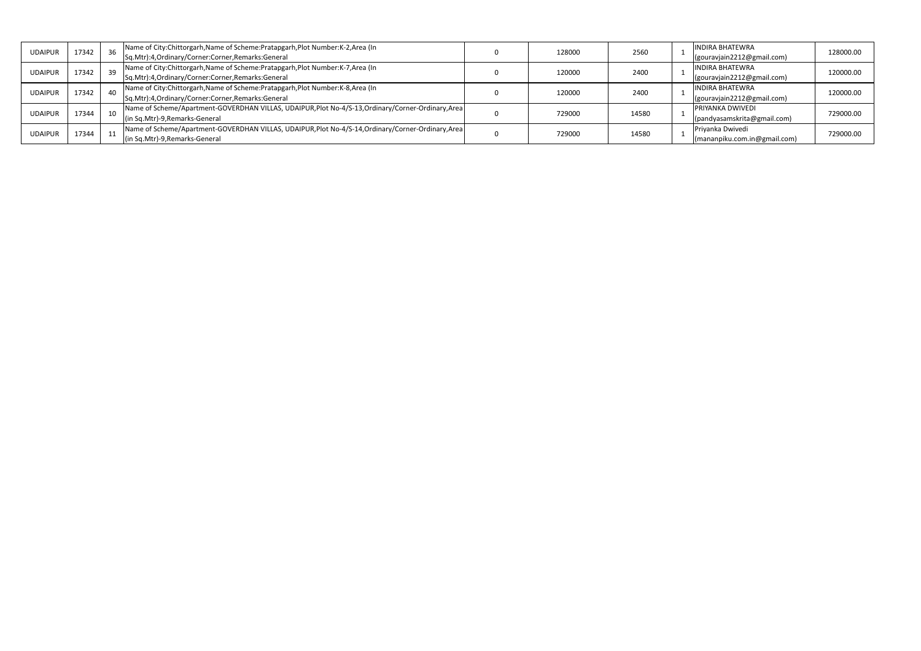| | | | | | | | | | |
|---|---|---|---|---|---|---|---|---|---|
| UDAIPUR | 17342 | 36 | Name of City:Chittorgarh,Name of Scheme:Pratapgarh,Plot Number:K-2,Area (In Sq.Mtr):4,Ordinary/Corner:Corner,Remarks:General | 0 | 128000 | 2560 | 1 | INDIRA BHATEWRA (gouravjain2212@gmail.com) | 128000.00 |
| UDAIPUR | 17342 | 39 | Name of City:Chittorgarh,Name of Scheme:Pratapgarh,Plot Number:K-7,Area (In Sq.Mtr):4,Ordinary/Corner:Corner,Remarks:General | 0 | 120000 | 2400 | 1 | INDIRA BHATEWRA (gouravjain2212@gmail.com) | 120000.00 |
| UDAIPUR | 17342 | 40 | Name of City:Chittorgarh,Name of Scheme:Pratapgarh,Plot Number:K-8,Area (In Sq.Mtr):4,Ordinary/Corner:Corner,Remarks:General | 0 | 120000 | 2400 | 1 | INDIRA BHATEWRA (gouravjain2212@gmail.com) | 120000.00 |
| UDAIPUR | 17344 | 10 | Name of Scheme/Apartment-GOVERDHAN VILLAS, UDAIPUR,Plot No-4/S-13,Ordinary/Corner-Ordinary,Area (in Sq.Mtr)-9,Remarks-General | 0 | 729000 | 14580 | 1 | PRIYANKA DWIVEDI (pandyasamskrita@gmail.com) | 729000.00 |
| UDAIPUR | 17344 | 11 | Name of Scheme/Apartment-GOVERDHAN VILLAS, UDAIPUR,Plot No-4/S-14,Ordinary/Corner-Ordinary,Area (in Sq.Mtr)-9,Remarks-General | 0 | 729000 | 14580 | 1 | Priyanka Dwivedi (mananpiku.com.in@gmail.com) | 729000.00 |